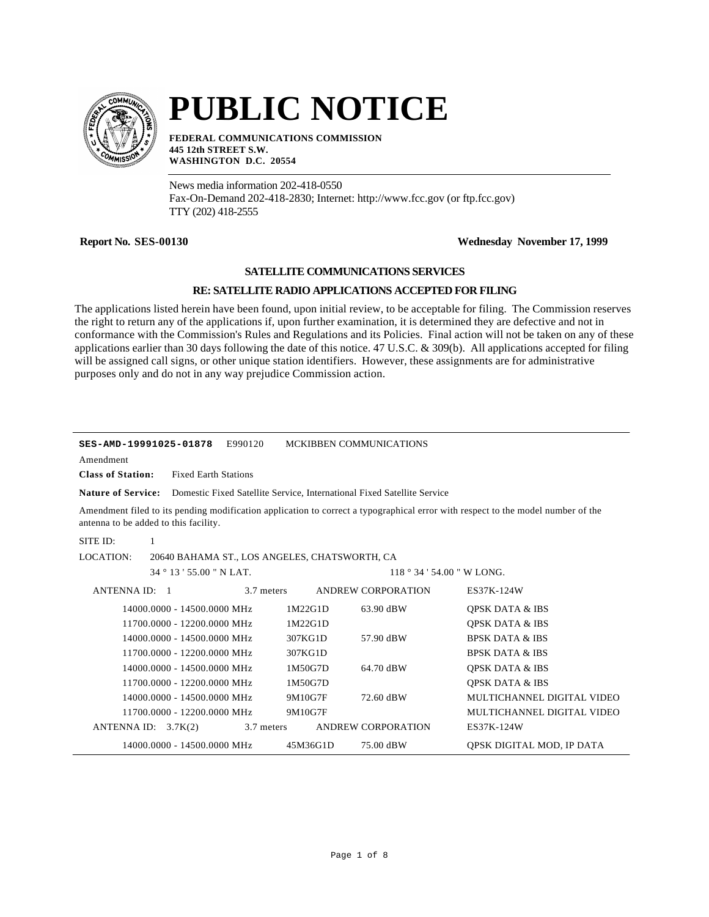# PUBLIC NOTICE

**FEDERAL COMMUNICATIONS COMMISSION**
**445 12th STREET S.W.**
**WASHINGTON D.C. 20554**

News media information 202-418-0550
Fax-On-Demand 202-418-2830; Internet: http://www.fcc.gov (or ftp.fcc.gov)
TTY (202) 418-2555

**Report No. SES-00130** **Wednesday November 17, 1999**

## SATELLITE COMMUNICATIONS SERVICES

### RE: SATELLITE RADIO APPLICATIONS ACCEPTED FOR FILING

The applications listed herein have been found, upon initial review, to be acceptable for filing. The Commission reserves the right to return any of the applications if, upon further examination, it is determined they are defective and not in conformance with the Commission's Rules and Regulations and its Policies. Final action will not be taken on any of these applications earlier than 30 days following the date of this notice. 47 U.S.C. & 309(b). All applications accepted for filing will be assigned call signs, or other unique station identifiers. However, these assignments are for administrative purposes only and do not in any way prejudice Commission action.

---

**SES-AMD-19991025-01878** E990120 MCKIBBEN COMMUNICATIONS

Amendment

**Class of Station:** Fixed Earth Stations

**Nature of Service:** Domestic Fixed Satellite Service, International Fixed Satellite Service

Amendment filed to its pending modification application to correct a typographical error with respect to the model number of the antenna to be added to this facility.

SITE ID: 1

LOCATION: 20640 BAHAMA ST., LOS ANGELES, CHATSWORTH, CA

34 ° 13 ' 55.00 " N LAT. 118 ° 34 ' 54.00 " W LONG.

ANTENNA ID: 1 3.7 meters ANDREW CORPORATION ES37K-124W

| Frequency | Emission | Power | Description |
|---|---|---|---|
| 14000.0000 - 14500.0000 MHz | 1M22G1D | 63.90 dBW | QPSK DATA & IBS |
| 11700.0000 - 12200.0000 MHz | 1M22G1D | | QPSK DATA & IBS |
| 14000.0000 - 14500.0000 MHz | 307KG1D | 57.90 dBW | BPSK DATA & IBS |
| 11700.0000 - 12200.0000 MHz | 307KG1D | | BPSK DATA & IBS |
| 14000.0000 - 14500.0000 MHz | 1M50G7D | 64.70 dBW | QPSK DATA & IBS |
| 11700.0000 - 12200.0000 MHz | 1M50G7D | | QPSK DATA & IBS |
| 14000.0000 - 14500.0000 MHz | 9M10G7F | 72.60 dBW | MULTICHANNEL DIGITAL VIDEO |
| 11700.0000 - 12200.0000 MHz | 9M10G7F | | MULTICHANNEL DIGITAL VIDEO |

ANTENNA ID: 3.7K(2) 3.7 meters ANDREW CORPORATION ES37K-124W

| Frequency | Emission | Power | Description |
|---|---|---|---|
| 14000.0000 - 14500.0000 MHz | 45M36G1D | 75.00 dBW | QPSK DIGITAL MOD, IP DATA |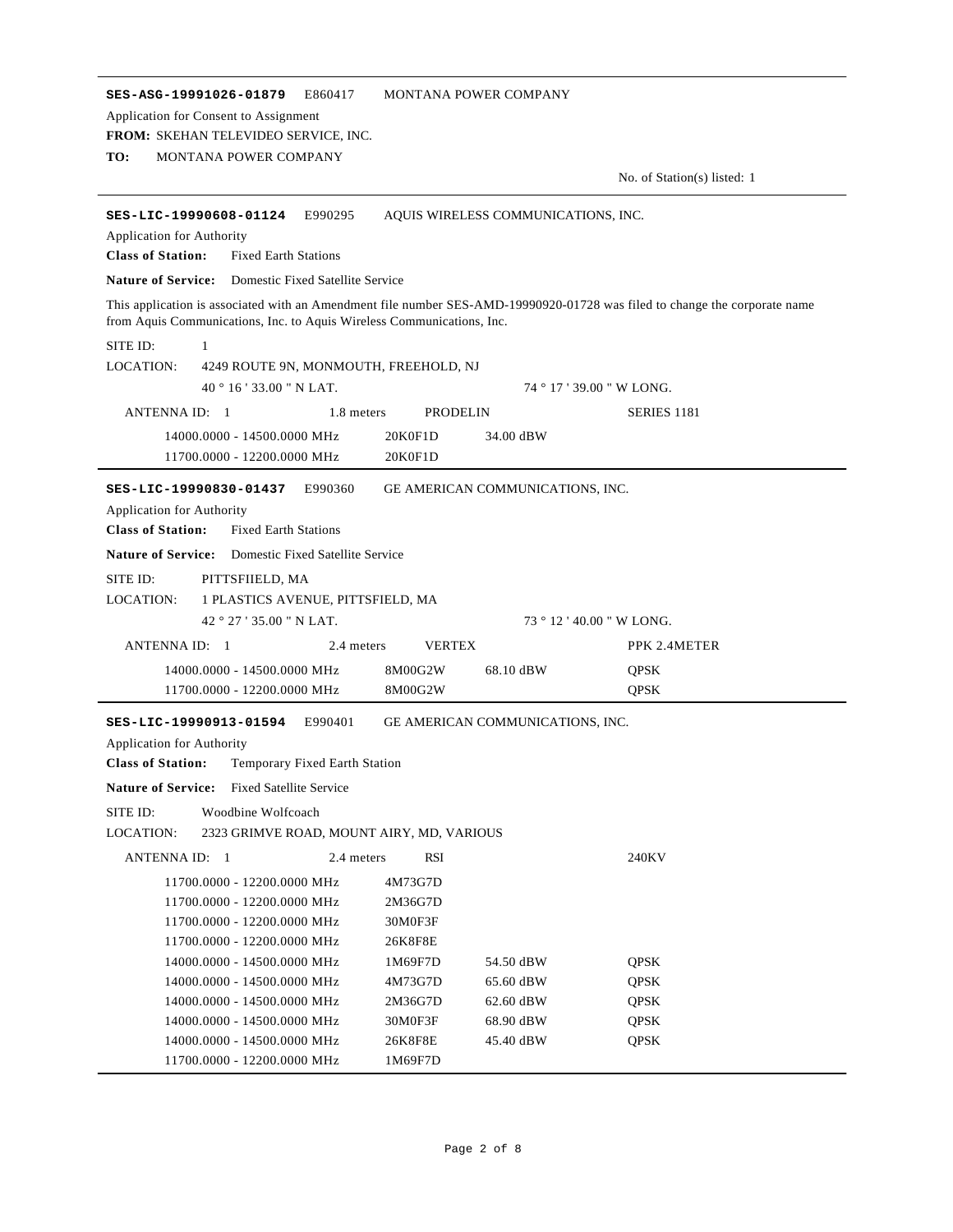**SES-ASG-19991026-01879** E860417 MONTANA POWER COMPANY

Application for Consent to Assignment

**FROM:** SKEHAN TELEVIDEO SERVICE, INC.

**TO:** MONTANA POWER COMPANY

No. of Station(s) listed: 1

---

**SES-LIC-19990608-01124** E990295 AQUIS WIRELESS COMMUNICATIONS, INC.

Application for Authority

**Class of Station:** Fixed Earth Stations

**Nature of Service:** Domestic Fixed Satellite Service

This application is associated with an Amendment file number SES-AMD-19990920-01728 was filed to change the corporate name from Aquis Communications, Inc. to Aquis Wireless Communications, Inc.

SITE ID: 1

LOCATION: 4249 ROUTE 9N, MONMOUTH, FREEHOLD, NJ

40 ° 16 ' 33.00 " N LAT. 74 ° 17 ' 39.00 " W LONG.

| ANTENNA ID: 1 | 1.8 meters | PRODELIN | SERIES 1181 |
|---|---|---|---|
| 14000.0000 - 14500.0000 MHz | 20K0F1D | 34.00 dBW | |
| 11700.0000 - 12200.0000 MHz | 20K0F1D | | |

---

**SES-LIC-19990830-01437** E990360 GE AMERICAN COMMUNICATIONS, INC.

Application for Authority

**Class of Station:** Fixed Earth Stations

**Nature of Service:** Domestic Fixed Satellite Service

SITE ID: PITTSFIIELD, MA

LOCATION: 1 PLASTICS AVENUE, PITTSFIELD, MA

42 ° 27 ' 35.00 " N LAT. 73 ° 12 ' 40.00 " W LONG.

| ANTENNA ID: 1 | 2.4 meters | VERTEX | PPK 2.4METER |
|---|---|---|---|
| 14000.0000 - 14500.0000 MHz | 8M00G2W | 68.10 dBW | QPSK |
| 11700.0000 - 12200.0000 MHz | 8M00G2W | | QPSK |

---

**SES-LIC-19990913-01594** E990401 GE AMERICAN COMMUNICATIONS, INC.

Application for Authority

**Class of Station:** Temporary Fixed Earth Station

**Nature of Service:** Fixed Satellite Service

SITE ID: Woodbine Wolfcoach

LOCATION: 2323 GRIMVE ROAD, MOUNT AIRY, MD, VARIOUS

| ANTENNA ID: 1 | 2.4 meters | RSI | 240KV |
|---|---|---|---|
| 11700.0000 - 12200.0000 MHz | 4M73G7D | | |
| 11700.0000 - 12200.0000 MHz | 2M36G7D | | |
| 11700.0000 - 12200.0000 MHz | 30M0F3F | | |
| 11700.0000 - 12200.0000 MHz | 26K8F8E | | |
| 14000.0000 - 14500.0000 MHz | 1M69F7D | 54.50 dBW | QPSK |
| 14000.0000 - 14500.0000 MHz | 4M73G7D | 65.60 dBW | QPSK |
| 14000.0000 - 14500.0000 MHz | 2M36G7D | 62.60 dBW | QPSK |
| 14000.0000 - 14500.0000 MHz | 30M0F3F | 68.90 dBW | QPSK |
| 14000.0000 - 14500.0000 MHz | 26K8F8E | 45.40 dBW | QPSK |
| 11700.0000 - 12200.0000 MHz | 1M69F7D | | |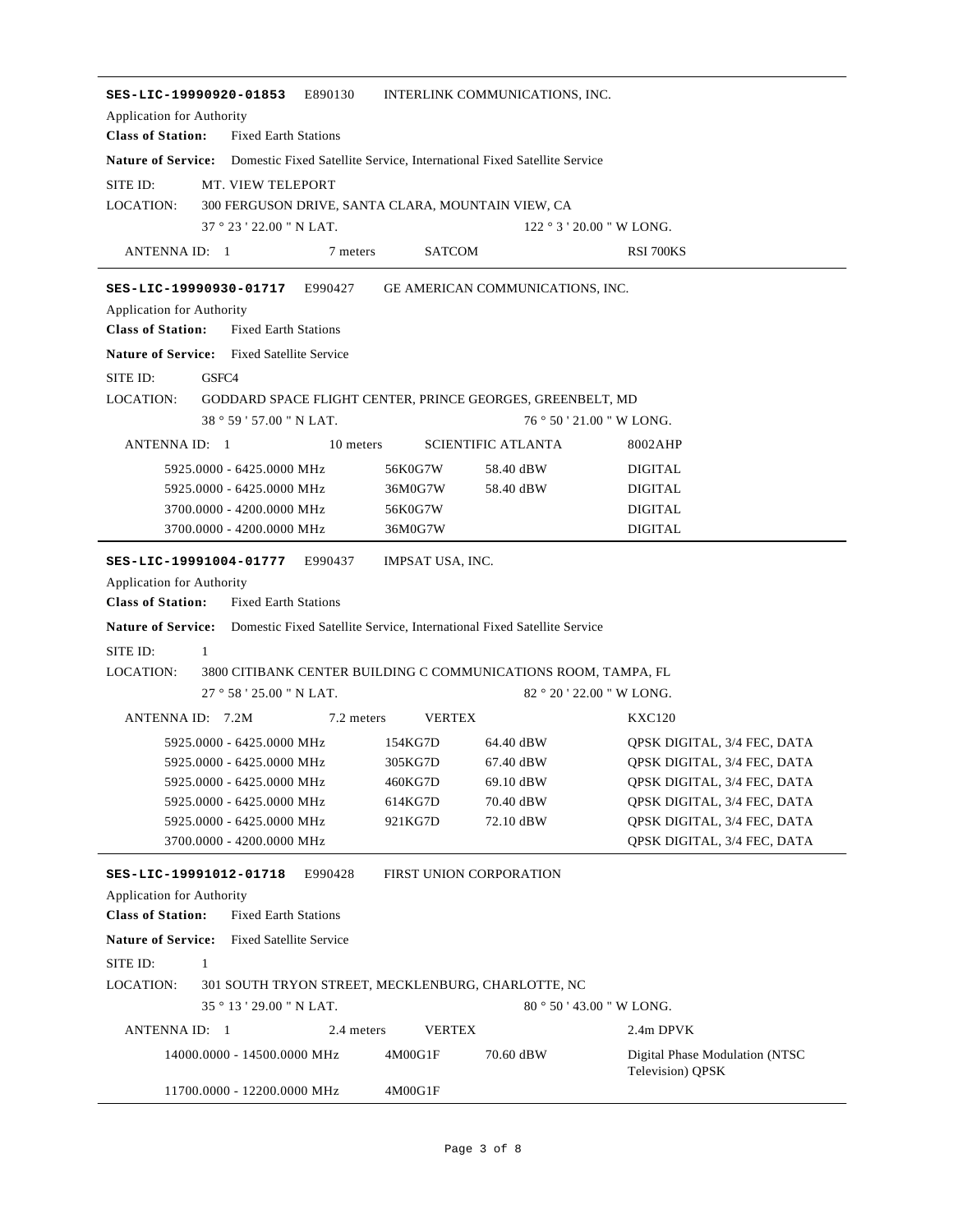**SES-LIC-19990920-01853** E890130 INTERLINK COMMUNICATIONS, INC.

Application for Authority

**Class of Station:** Fixed Earth Stations

**Nature of Service:** Domestic Fixed Satellite Service, International Fixed Satellite Service

SITE ID: MT. VIEW TELEPORT

LOCATION: 300 FERGUSON DRIVE, SANTA CLARA, MOUNTAIN VIEW, CA

37 ° 23 ' 22.00 " N LAT. 122 ° 3 ' 20.00 " W LONG.

| ANTENNA ID: 1 | 7 meters | SATCOM | RSI 700KS |
|---|---|---|---|

---

**SES-LIC-19990930-01717** E990427 GE AMERICAN COMMUNICATIONS, INC.

Application for Authority

**Class of Station:** Fixed Earth Stations

**Nature of Service:** Fixed Satellite Service

SITE ID: GSFC4

LOCATION: GODDARD SPACE FLIGHT CENTER, PRINCE GEORGES, GREENBELT, MD

38 ° 59 ' 57.00 " N LAT. 76 ° 50 ' 21.00 " W LONG.

| ANTENNA ID: 1 | 10 meters | SCIENTIFIC ATLANTA | 8002AHP |
|---|---|---|---|
| 5925.0000 - 6425.0000 MHz | 56K0G7W | 58.40 dBW | DIGITAL |
| 5925.0000 - 6425.0000 MHz | 36M0G7W | 58.40 dBW | DIGITAL |
| 3700.0000 - 4200.0000 MHz | 56K0G7W | | DIGITAL |
| 3700.0000 - 4200.0000 MHz | 36M0G7W | | DIGITAL |

---

**SES-LIC-19991004-01777** E990437 IMPSAT USA, INC.

Application for Authority

**Class of Station:** Fixed Earth Stations

**Nature of Service:** Domestic Fixed Satellite Service, International Fixed Satellite Service

SITE ID: 1

LOCATION: 3800 CITIBANK CENTER BUILDING C COMMUNICATIONS ROOM, TAMPA, FL

27 ° 58 ' 25.00 " N LAT. 82 ° 20 ' 22.00 " W LONG.

| ANTENNA ID: 7.2M | 7.2 meters | VERTEX | KXC120 |
|---|---|---|---|
| 5925.0000 - 6425.0000 MHz | 154KG7D | 64.40 dBW | QPSK DIGITAL, 3/4 FEC, DATA |
| 5925.0000 - 6425.0000 MHz | 305KG7D | 67.40 dBW | QPSK DIGITAL, 3/4 FEC, DATA |
| 5925.0000 - 6425.0000 MHz | 460KG7D | 69.10 dBW | QPSK DIGITAL, 3/4 FEC, DATA |
| 5925.0000 - 6425.0000 MHz | 614KG7D | 70.40 dBW | QPSK DIGITAL, 3/4 FEC, DATA |
| 5925.0000 - 6425.0000 MHz | 921KG7D | 72.10 dBW | QPSK DIGITAL, 3/4 FEC, DATA |
| 3700.0000 - 4200.0000 MHz | | | QPSK DIGITAL, 3/4 FEC, DATA |

---

**SES-LIC-19991012-01718** E990428 FIRST UNION CORPORATION

Application for Authority

**Class of Station:** Fixed Earth Stations

**Nature of Service:** Fixed Satellite Service

SITE ID: 1

LOCATION: 301 SOUTH TRYON STREET, MECKLENBURG, CHARLOTTE, NC

35 ° 13 ' 29.00 " N LAT. 80 ° 50 ' 43.00 " W LONG.

| ANTENNA ID: 1 | 2.4 meters | VERTEX | 2.4m DPVK |
|---|---|---|---|
| 14000.0000 - 14500.0000 MHz | 4M00G1F | 70.60 dBW | Digital Phase Modulation (NTSC Television) QPSK |
| 11700.0000 - 12200.0000 MHz | 4M00G1F | | |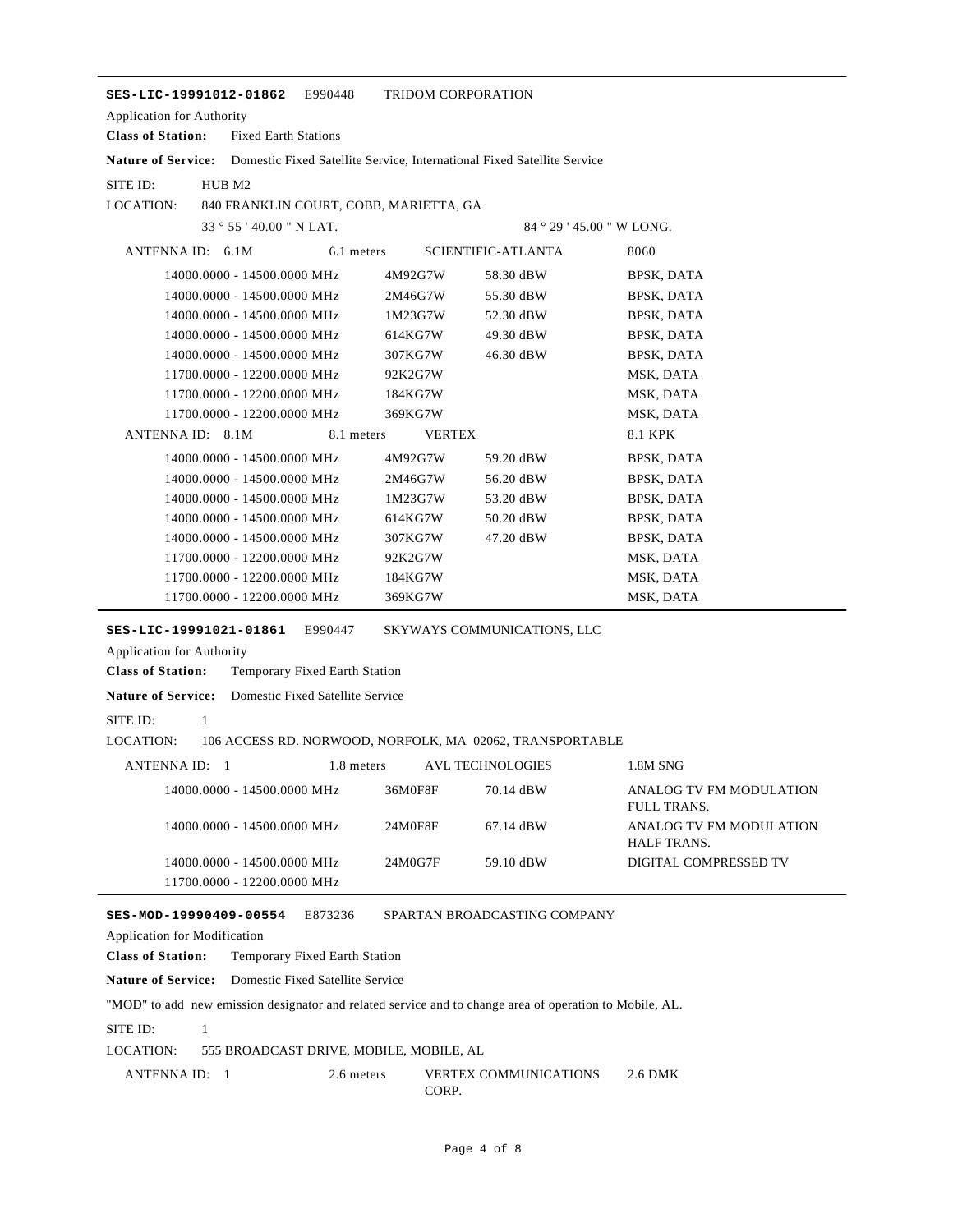**SES-LIC-19991012-01862** E990448 TRIDOM CORPORATION

Application for Authority

**Class of Station:** Fixed Earth Stations

**Nature of Service:** Domestic Fixed Satellite Service, International Fixed Satellite Service

SITE ID: HUB M2

LOCATION: 840 FRANKLIN COURT, COBB, MARIETTA, GA

33 ° 55 ' 40.00 " N LAT. 84 ° 29 ' 45.00 " W LONG.

| ANTENNA ID: 6.1M | 6.1 meters | SCIENTIFIC-ATLANTA | 8060 |
|---|---|---|---|
| 14000.0000 - 14500.0000 MHz | 4M92G7W | 58.30 dBW | BPSK, DATA |
| 14000.0000 - 14500.0000 MHz | 2M46G7W | 55.30 dBW | BPSK, DATA |
| 14000.0000 - 14500.0000 MHz | 1M23G7W | 52.30 dBW | BPSK, DATA |
| 14000.0000 - 14500.0000 MHz | 614KG7W | 49.30 dBW | BPSK, DATA |
| 14000.0000 - 14500.0000 MHz | 307KG7W | 46.30 dBW | BPSK, DATA |
| 11700.0000 - 12200.0000 MHz | 92K2G7W | | MSK, DATA |
| 11700.0000 - 12200.0000 MHz | 184KG7W | | MSK, DATA |
| 11700.0000 - 12200.0000 MHz | 369KG7W | | MSK, DATA |

| ANTENNA ID: 8.1M | 8.1 meters | VERTEX | 8.1 KPK |
|---|---|---|---|
| 14000.0000 - 14500.0000 MHz | 4M92G7W | 59.20 dBW | BPSK, DATA |
| 14000.0000 - 14500.0000 MHz | 2M46G7W | 56.20 dBW | BPSK, DATA |
| 14000.0000 - 14500.0000 MHz | 1M23G7W | 53.20 dBW | BPSK, DATA |
| 14000.0000 - 14500.0000 MHz | 614KG7W | 50.20 dBW | BPSK, DATA |
| 14000.0000 - 14500.0000 MHz | 307KG7W | 47.20 dBW | BPSK, DATA |
| 11700.0000 - 12200.0000 MHz | 92K2G7W | | MSK, DATA |
| 11700.0000 - 12200.0000 MHz | 184KG7W | | MSK, DATA |
| 11700.0000 - 12200.0000 MHz | 369KG7W | | MSK, DATA |

---

**SES-LIC-19991021-01861** E990447 SKYWAYS COMMUNICATIONS, LLC

Application for Authority

**Class of Station:** Temporary Fixed Earth Station

**Nature of Service:** Domestic Fixed Satellite Service

SITE ID: 1

LOCATION: 106 ACCESS RD. NORWOOD, NORFOLK, MA 02062, TRANSPORTABLE

| ANTENNA ID: 1 | 1.8 meters | AVL TECHNOLOGIES | 1.8M SNG |
|---|---|---|---|
| 14000.0000 - 14500.0000 MHz | 36M0F8F | 70.14 dBW | ANALOG TV FM MODULATION FULL TRANS. |
| 14000.0000 - 14500.0000 MHz | 24M0F8F | 67.14 dBW | ANALOG TV FM MODULATION HALF TRANS. |
| 14000.0000 - 14500.0000 MHz | 24M0G7F | 59.10 dBW | DIGITAL COMPRESSED TV |
| 11700.0000 - 12200.0000 MHz | | | |

---

**SES-MOD-19990409-00554** E873236 SPARTAN BROADCASTING COMPANY

Application for Modification

**Class of Station:** Temporary Fixed Earth Station

**Nature of Service:** Domestic Fixed Satellite Service

"MOD" to add new emission designator and related service and to change area of operation to Mobile, AL.

SITE ID: 1

LOCATION: 555 BROADCAST DRIVE, MOBILE, MOBILE, AL

| ANTENNA ID: 1 | 2.6 meters | VERTEX COMMUNICATIONS CORP. | 2.6 DMK |
|---|---|---|---|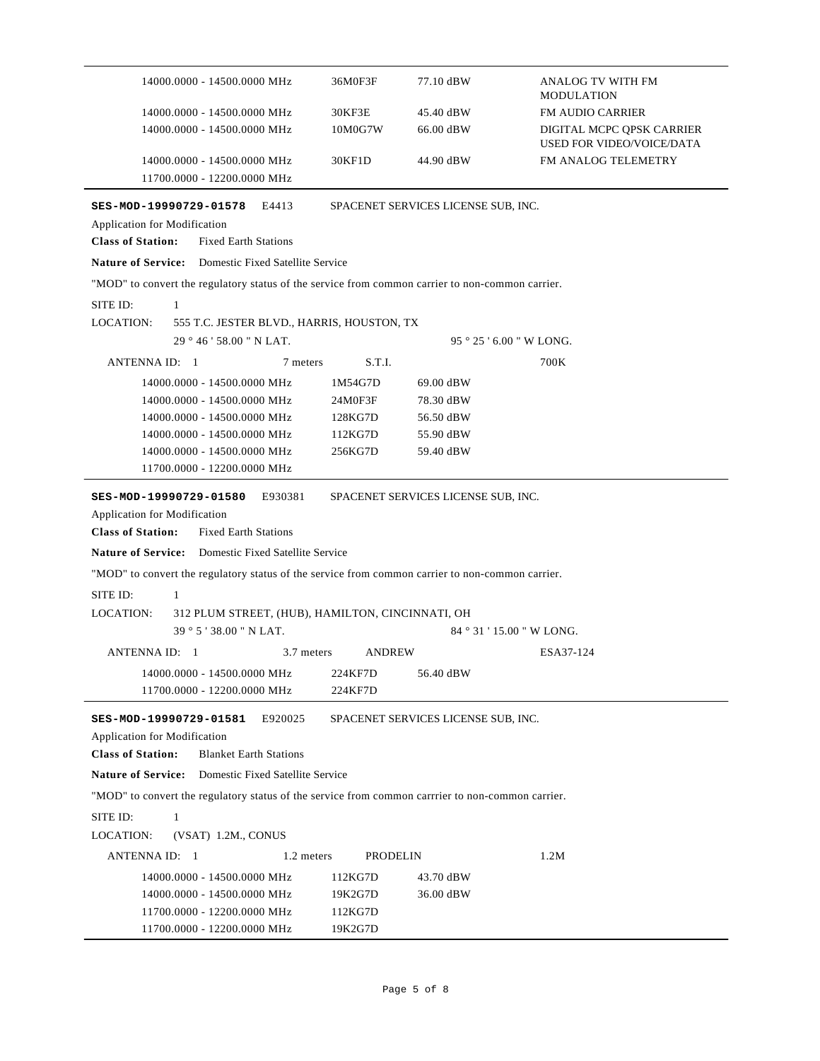| | | | |
|---|---|---|---|
| 14000.0000 - 14500.0000 MHz | 36M0F3F | 77.10 dBW | ANALOG TV WITH FM MODULATION |
| 14000.0000 - 14500.0000 MHz | 30KF3E | 45.40 dBW | FM AUDIO CARRIER |
| 14000.0000 - 14500.0000 MHz | 10M0G7W | 66.00 dBW | DIGITAL MCPC QPSK CARRIER USED FOR VIDEO/VOICE/DATA |
| 14000.0000 - 14500.0000 MHz | 30KF1D | 44.90 dBW | FM ANALOG TELEMETRY |
| 11700.0000 - 12200.0000 MHz | | | |

---

**SES-MOD-19990729-01578** E4413 SPACENET SERVICES LICENSE SUB, INC.

Application for Modification

**Class of Station:** Fixed Earth Stations

**Nature of Service:** Domestic Fixed Satellite Service

"MOD" to convert the regulatory status of the service from common carrier to non-common carrier.

SITE ID: 1

LOCATION: 555 T.C. JESTER BLVD., HARRIS, HOUSTON, TX

29 ° 46 ' 58.00 " N LAT. 95 ° 25 ' 6.00 " W LONG.

ANTENNA ID: 1 7 meters S.T.I. 700K

| | | |
|---|---|---|
| 14000.0000 - 14500.0000 MHz | 1M54G7D | 69.00 dBW |
| 14000.0000 - 14500.0000 MHz | 24M0F3F | 78.30 dBW |
| 14000.0000 - 14500.0000 MHz | 128KG7D | 56.50 dBW |
| 14000.0000 - 14500.0000 MHz | 112KG7D | 55.90 dBW |
| 14000.0000 - 14500.0000 MHz | 256KG7D | 59.40 dBW |
| 11700.0000 - 12200.0000 MHz | | |

---

**SES-MOD-19990729-01580** E930381 SPACENET SERVICES LICENSE SUB, INC.

Application for Modification

**Class of Station:** Fixed Earth Stations

**Nature of Service:** Domestic Fixed Satellite Service

"MOD" to convert the regulatory status of the service from common carrier to non-common carrier.

SITE ID: 1

LOCATION: 312 PLUM STREET, (HUB), HAMILTON, CINCINNATI, OH

39 ° 5 ' 38.00 " N LAT. 84 ° 31 ' 15.00 " W LONG.

ANTENNA ID: 1 3.7 meters ANDREW ESA37-124

| | | |
|---|---|---|
| 14000.0000 - 14500.0000 MHz | 224KF7D | 56.40 dBW |
| 11700.0000 - 12200.0000 MHz | 224KF7D | |

---

**SES-MOD-19990729-01581** E920025 SPACENET SERVICES LICENSE SUB, INC.

Application for Modification

**Class of Station:** Blanket Earth Stations

**Nature of Service:** Domestic Fixed Satellite Service

"MOD" to convert the regulatory status of the service from common carrrier to non-common carrier.

SITE ID: 1

LOCATION: (VSAT) 1.2M., CONUS

ANTENNA ID: 1 1.2 meters PRODELIN 1.2M

| | | |
|---|---|---|
| 14000.0000 - 14500.0000 MHz | 112KG7D | 43.70 dBW |
| 14000.0000 - 14500.0000 MHz | 19K2G7D | 36.00 dBW |
| 11700.0000 - 12200.0000 MHz | 112KG7D | |
| 11700.0000 - 12200.0000 MHz | 19K2G7D | |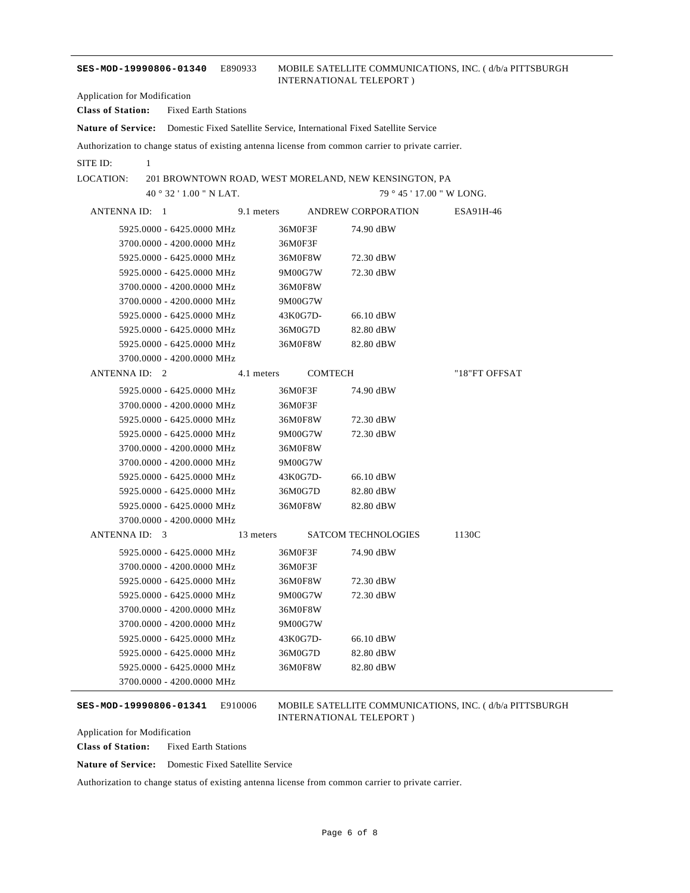**SES-MOD-19990806-01340** E890933 MOBILE SATELLITE COMMUNICATIONS, INC. ( d/b/a PITTSBURGH INTERNATIONAL TELEPORT )

Application for Modification

**Class of Station:** Fixed Earth Stations

**Nature of Service:** Domestic Fixed Satellite Service, International Fixed Satellite Service

Authorization to change status of existing antenna license from common carrier to private carrier.

SITE ID: 1

LOCATION: 201 BROWNTOWN ROAD, WEST MORELAND, NEW KENSINGTON, PA

40 ° 32 ' 1.00 " N LAT. 79 ° 45 ' 17.00 " W LONG.

ANTENNA ID: 1 9.1 meters ANDREW CORPORATION ESA91H-46

| | | |
|---|---|---|
| 5925.0000 - 6425.0000 MHz | 36M0F3F | 74.90 dBW |
| 3700.0000 - 4200.0000 MHz | 36M0F3F | |
| 5925.0000 - 6425.0000 MHz | 36M0F8W | 72.30 dBW |
| 5925.0000 - 6425.0000 MHz | 9M00G7W | 72.30 dBW |
| 3700.0000 - 4200.0000 MHz | 36M0F8W | |
| 3700.0000 - 4200.0000 MHz | 9M00G7W | |
| 5925.0000 - 6425.0000 MHz | 43K0G7D- | 66.10 dBW |
| 5925.0000 - 6425.0000 MHz | 36M0G7D | 82.80 dBW |
| 5925.0000 - 6425.0000 MHz | 36M0F8W | 82.80 dBW |
| 3700.0000 - 4200.0000 MHz | | |

ANTENNA ID: 2 4.1 meters COMTECH "18"FT OFFSAT

| | | |
|---|---|---|
| 5925.0000 - 6425.0000 MHz | 36M0F3F | 74.90 dBW |
| 3700.0000 - 4200.0000 MHz | 36M0F3F | |
| 5925.0000 - 6425.0000 MHz | 36M0F8W | 72.30 dBW |
| 5925.0000 - 6425.0000 MHz | 9M00G7W | 72.30 dBW |
| 3700.0000 - 4200.0000 MHz | 36M0F8W | |
| 3700.0000 - 4200.0000 MHz | 9M00G7W | |
| 5925.0000 - 6425.0000 MHz | 43K0G7D- | 66.10 dBW |
| 5925.0000 - 6425.0000 MHz | 36M0G7D | 82.80 dBW |
| 5925.0000 - 6425.0000 MHz | 36M0F8W | 82.80 dBW |
| 3700.0000 - 4200.0000 MHz | | |

ANTENNA ID: 3 13 meters SATCOM TECHNOLOGIES 1130C

| | | |
|---|---|---|
| 5925.0000 - 6425.0000 MHz | 36M0F3F | 74.90 dBW |
| 3700.0000 - 4200.0000 MHz | 36M0F3F | |
| 5925.0000 - 6425.0000 MHz | 36M0F8W | 72.30 dBW |
| 5925.0000 - 6425.0000 MHz | 9M00G7W | 72.30 dBW |
| 3700.0000 - 4200.0000 MHz | 36M0F8W | |
| 3700.0000 - 4200.0000 MHz | 9M00G7W | |
| 5925.0000 - 6425.0000 MHz | 43K0G7D- | 66.10 dBW |
| 5925.0000 - 6425.0000 MHz | 36M0G7D | 82.80 dBW |
| 5925.0000 - 6425.0000 MHz | 36M0F8W | 82.80 dBW |
| 3700.0000 - 4200.0000 MHz | | |

---

**SES-MOD-19990806-01341** E910006 MOBILE SATELLITE COMMUNICATIONS, INC. ( d/b/a PITTSBURGH INTERNATIONAL TELEPORT )

Application for Modification

**Class of Station:** Fixed Earth Stations

**Nature of Service:** Domestic Fixed Satellite Service

Authorization to change status of existing antenna license from common carrier to private carrier.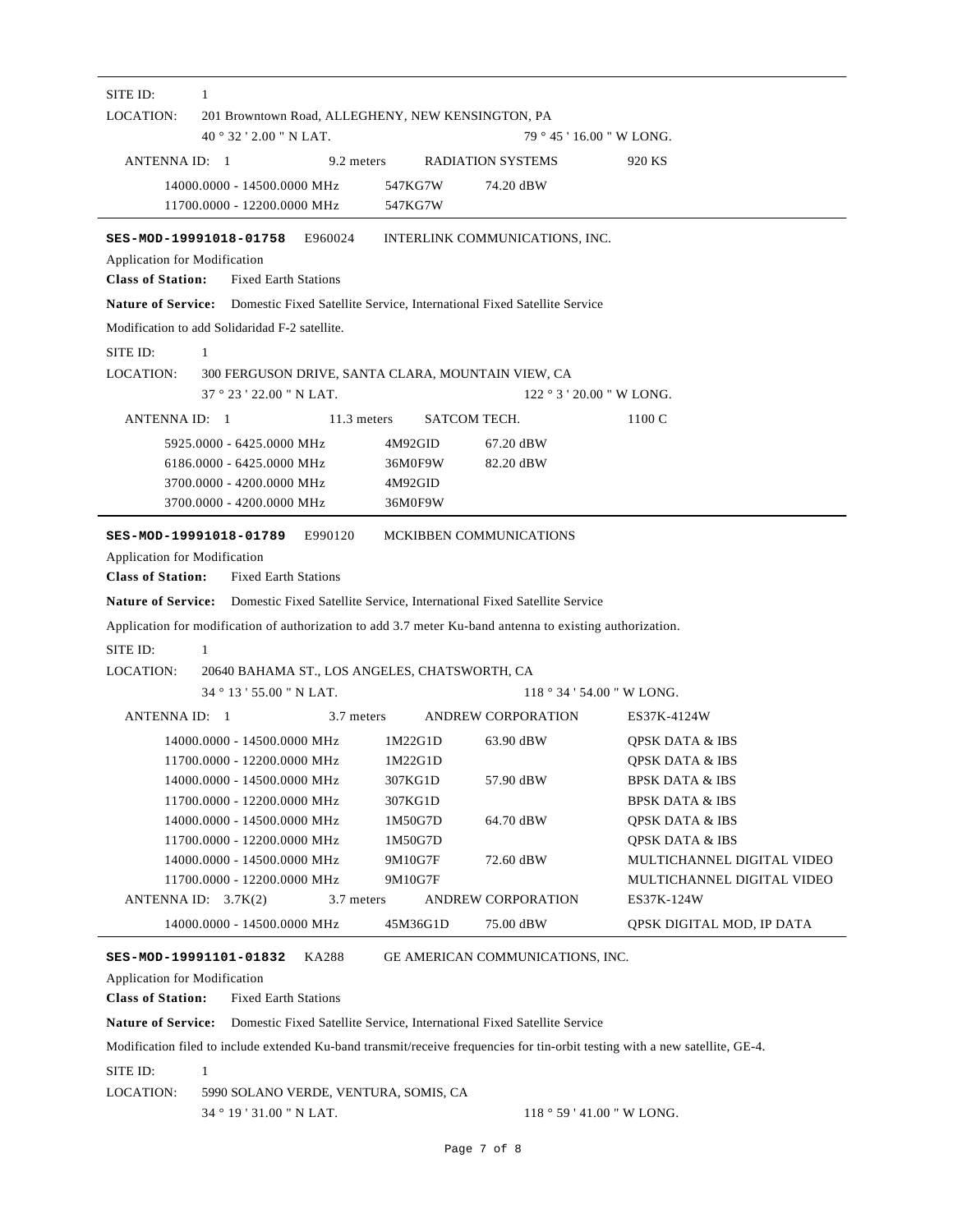SITE ID: 1

LOCATION: 201 Browntown Road, ALLEGHENY, NEW KENSINGTON, PA

40 ° 32 ' 2.00 " N LAT. 79 ° 45 ' 16.00 " W LONG.

| ANTENNA ID: 1 | 9.2 meters | RADIATION SYSTEMS | 920 KS |
|---|---|---|---|
| 14000.0000 - 14500.0000 MHz | 547KG7W | 74.20 dBW | |
| 11700.0000 - 12200.0000 MHz | 547KG7W | | |

---

**SES-MOD-19991018-01758** E960024 INTERLINK COMMUNICATIONS, INC.

Application for Modification

**Class of Station:** Fixed Earth Stations

**Nature of Service:** Domestic Fixed Satellite Service, International Fixed Satellite Service

Modification to add Solidaridad F-2 satellite.

SITE ID: 1

LOCATION: 300 FERGUSON DRIVE, SANTA CLARA, MOUNTAIN VIEW, CA

37 ° 23 ' 22.00 " N LAT. 122 ° 3 ' 20.00 " W LONG.

| ANTENNA ID: 1 | 11.3 meters | SATCOM TECH. | 1100 C |
|---|---|---|---|
| 5925.0000 - 6425.0000 MHz | 4M92GID | 67.20 dBW | |
| 6186.0000 - 6425.0000 MHz | 36M0F9W | 82.20 dBW | |
| 3700.0000 - 4200.0000 MHz | 4M92GID | | |
| 3700.0000 - 4200.0000 MHz | 36M0F9W | | |

---

**SES-MOD-19991018-01789** E990120 MCKIBBEN COMMUNICATIONS

Application for Modification

**Class of Station:** Fixed Earth Stations

**Nature of Service:** Domestic Fixed Satellite Service, International Fixed Satellite Service

Application for modification of authorization to add 3.7 meter Ku-band antenna to existing authorization.

SITE ID: 1

LOCATION: 20640 BAHAMA ST., LOS ANGELES, CHATSWORTH, CA

34 ° 13 ' 55.00 " N LAT. 118 ° 34 ' 54.00 " W LONG.

| ANTENNA ID: 1 | 3.7 meters | ANDREW CORPORATION | ES37K-4124W |
|---|---|---|---|
| 14000.0000 - 14500.0000 MHz | 1M22G1D | 63.90 dBW | QPSK DATA & IBS |
| 11700.0000 - 12200.0000 MHz | 1M22G1D | | QPSK DATA & IBS |
| 14000.0000 - 14500.0000 MHz | 307KG1D | 57.90 dBW | BPSK DATA & IBS |
| 11700.0000 - 12200.0000 MHz | 307KG1D | | BPSK DATA & IBS |
| 14000.0000 - 14500.0000 MHz | 1M50G7D | 64.70 dBW | QPSK DATA & IBS |
| 11700.0000 - 12200.0000 MHz | 1M50G7D | | QPSK DATA & IBS |
| 14000.0000 - 14500.0000 MHz | 9M10G7F | 72.60 dBW | MULTICHANNEL DIGITAL VIDEO |
| 11700.0000 - 12200.0000 MHz | 9M10G7F | | MULTICHANNEL DIGITAL VIDEO |
| ANTENNA ID: 3.7K(2) | 3.7 meters | ANDREW CORPORATION | ES37K-124W |
| 14000.0000 - 14500.0000 MHz | 45M36G1D | 75.00 dBW | QPSK DIGITAL MOD, IP DATA |

---

**SES-MOD-19991101-01832** KA288 GE AMERICAN COMMUNICATIONS, INC.

Application for Modification

**Class of Station:** Fixed Earth Stations

**Nature of Service:** Domestic Fixed Satellite Service, International Fixed Satellite Service

Modification filed to include extended Ku-band transmit/receive frequencies for tin-orbit testing with a new satellite, GE-4.

SITE ID: 1

LOCATION: 5990 SOLANO VERDE, VENTURA, SOMIS, CA

34 ° 19 ' 31.00 " N LAT. 118 ° 59 ' 41.00 " W LONG.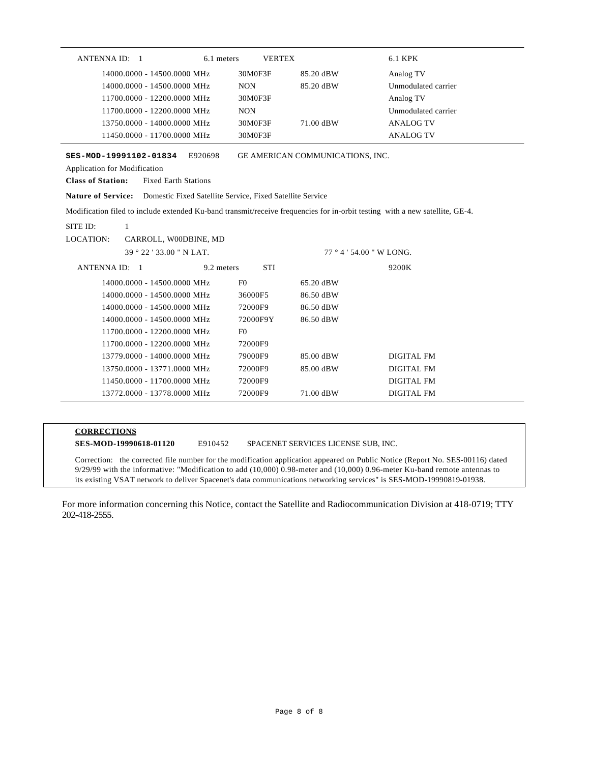| ANTENNA ID: 1 | 6.1 meters | VERTEX | | 6.1 KPK |
|---|---|---|---|---|
| | 14000.0000 - 14500.0000 MHz | 30M0F3F | 85.20 dBW | Analog TV |
| | 14000.0000 - 14500.0000 MHz | NON | 85.20 dBW | Unmodulated carrier |
| | 11700.0000 - 12200.0000 MHz | 30M0F3F | | Analog TV |
| | 11700.0000 - 12200.0000 MHz | NON | | Unmodulated carrier |
| | 13750.0000 - 14000.0000 MHz | 30M0F3F | 71.00 dBW | ANALOG TV |
| | 11450.0000 - 11700.0000 MHz | 30M0F3F | | ANALOG TV |

**SES-MOD-19991102-01834** E920698 GE AMERICAN COMMUNICATIONS, INC.

Application for Modification

**Class of Station:** Fixed Earth Stations

**Nature of Service:** Domestic Fixed Satellite Service, Fixed Satellite Service

Modification filed to include extended Ku-band transmit/receive frequencies for in-orbit testing with a new satellite, GE-4.

SITE ID: 1

LOCATION: CARROLL, W00DBINE, MD

39 ° 22 ' 33.00 " N LAT. 77 ° 4 ' 54.00 " W LONG.

| ANTENNA ID: 1 | 9.2 meters | STI | | 9200K |
|---|---|---|---|---|
| | 14000.0000 - 14500.0000 MHz | F0 | 65.20 dBW | |
| | 14000.0000 - 14500.0000 MHz | 36000F5 | 86.50 dBW | |
| | 14000.0000 - 14500.0000 MHz | 72000F9 | 86.50 dBW | |
| | 14000.0000 - 14500.0000 MHz | 72000F9Y | 86.50 dBW | |
| | 11700.0000 - 12200.0000 MHz | F0 | | |
| | 11700.0000 - 12200.0000 MHz | 72000F9 | | |
| | 13779.0000 - 14000.0000 MHz | 79000F9 | 85.00 dBW | DIGITAL FM |
| | 13750.0000 - 13771.0000 MHz | 72000F9 | 85.00 dBW | DIGITAL FM |
| | 11450.0000 - 11700.0000 MHz | 72000F9 | | DIGITAL FM |
| | 13772.0000 - 13778.0000 MHz | 72000F9 | 71.00 dBW | DIGITAL FM |

**CORRECTIONS**

**SES-MOD-19990618-01120** E910452 SPACENET SERVICES LICENSE SUB, INC.

Correction: the corrected file number for the modification application appeared on Public Notice (Report No. SES-00116) dated 9/29/99 with the informative: "Modification to add (10,000) 0.98-meter and (10,000) 0.96-meter Ku-band remote antennas to its existing VSAT network to deliver Spacenet's data communications networking services" is SES-MOD-19990819-01938.

For more information concerning this Notice, contact the Satellite and Radiocommunication Division at 418-0719; TTY 202-418-2555.